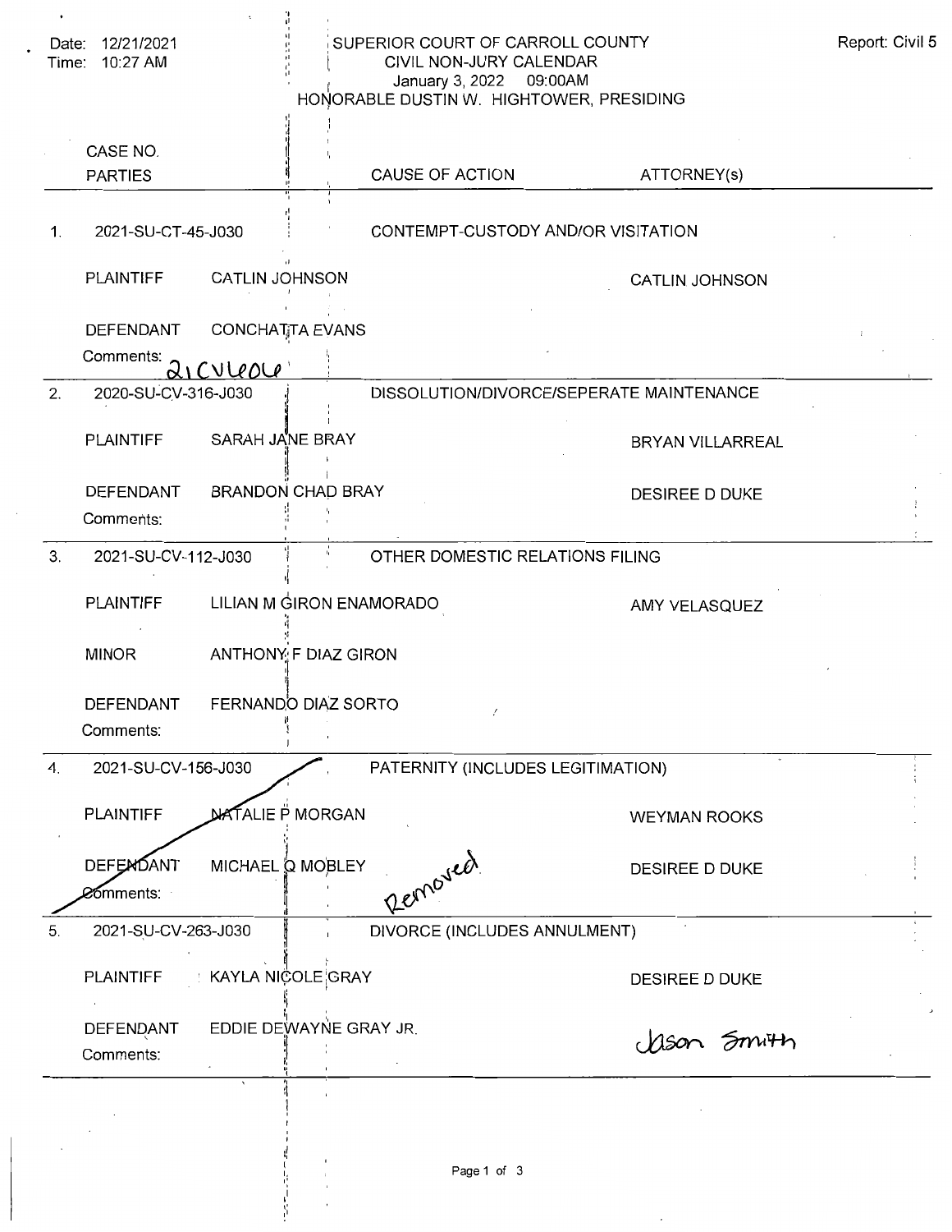Date: 12/21/2021
Time: 10:27 AM

# SUPERIOR COURT OF CARROLL COUNTY

## CIVIL NON-JURY CALENDAR

January 3, 2022 09:00AM

HONORABLE DUSTIN W. HIGHTOWER, PRESIDING

Report: Civil 5

| | CASE NO. / PARTIES | | CAUSE OF ACTION | ATTORNEY(s) |
|---|---|---|---|---|
| 1. | 2021-SU-CT-45-J030 | | CONTEMPT-CUSTODY AND/OR VISITATION | |
| | PLAINTIFF | CATLIN JOHNSON | | CATLIN JOHNSON |
| | DEFENDANT | CONCHATTA EVANS | | |
| | Comments: 21CV606 | | | |
| 2. | 2020-SU-CV-316-J030 | | DISSOLUTION/DIVORCE/SEPERATE MAINTENANCE | |
| | PLAINTIFF | SARAH JANE BRAY | | BRYAN VILLARREAL |
| | DEFENDANT | BRANDON CHAD BRAY | | DESIREE D DUKE |
| | Comments: | | | |
| 3. | 2021-SU-CV-112-J030 | | OTHER DOMESTIC RELATIONS FILING | |
| | PLAINTIFF | LILIAN M GIRON ENAMORADO | | AMY VELASQUEZ |
| | MINOR | ANTHONY F DIAZ GIRON | | |
| | DEFENDANT | FERNANDO DIAZ SORTO | | |
| | Comments: | | | |
| 4. | 2021-SU-CV-156-J030 | | PATERNITY (INCLUDES LEGITIMATION) | |
| | PLAINTIFF | NATALIE P MORGAN | | WEYMAN ROOKS |
| | DEFENDANT | MICHAEL Q MOBLEY | Removed | DESIREE D DUKE |
| | Comments: | | | |
| 5. | 2021-SU-CV-263-J030 | | DIVORCE (INCLUDES ANNULMENT) | |
| | PLAINTIFF | KAYLA NICOLE GRAY | | DESIREE D DUKE |
| | DEFENDANT | EDDIE DEWAYNE GRAY JR. | | Jason Smith |
| | Comments: | | | |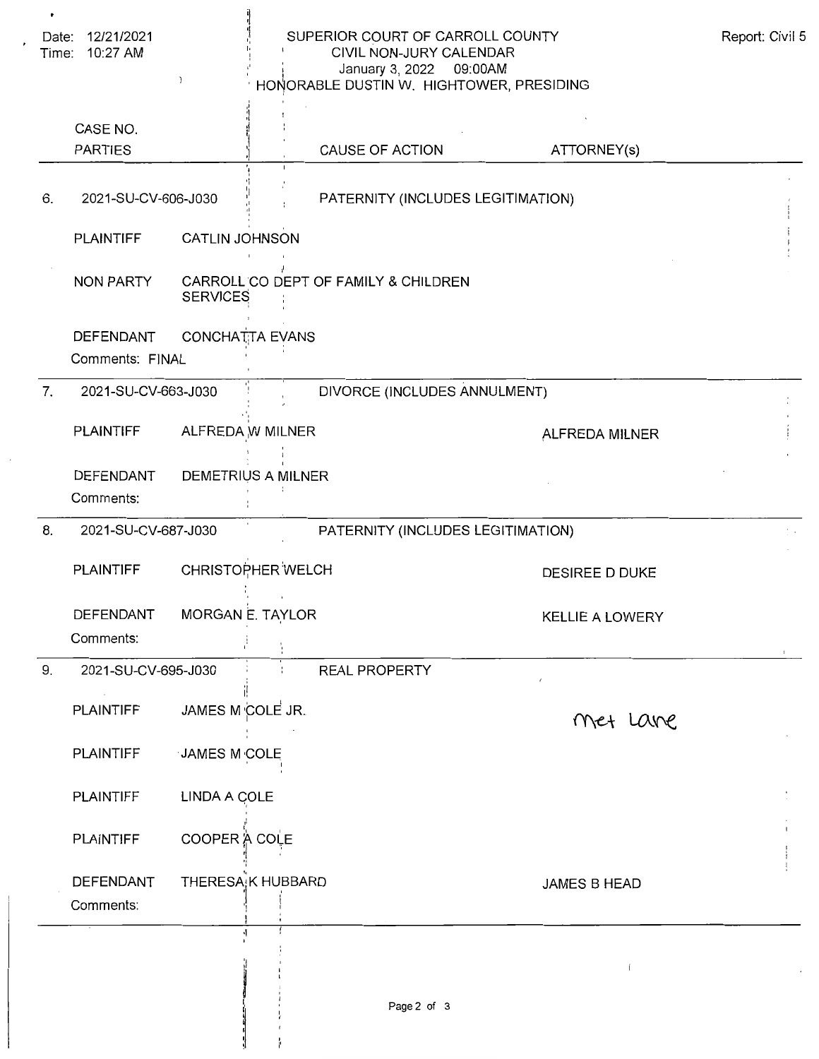Date: 12/21/2021
Time: 10:27 AM

# SUPERIOR COURT OF CARROLL COUNTY
## CIVIL NON-JURY CALENDAR
January 3, 2022 09:00AM
HONORABLE DUSTIN W. HIGHTOWER, PRESIDING

Report: Civil 5

| | CASE NO. / PARTIES | | CAUSE OF ACTION | ATTORNEY(s) |
|---|---|---|---|---|
| 6. | 2021-SU-CV-606-J030 | | PATERNITY (INCLUDES LEGITIMATION) | |
| | PLAINTIFF | CATLIN JOHNSON | | |
| | NON PARTY | CARROLL CO DEPT OF FAMILY & CHILDREN SERVICES | | |
| | DEFENDANT | CONCHATTA EVANS | | |
| | Comments: FINAL | | | |
| 7. | 2021-SU-CV-663-J030 | | DIVORCE (INCLUDES ANNULMENT) | |
| | PLAINTIFF | ALFREDA W MILNER | | ALFREDA MILNER |
| | DEFENDANT | DEMETRIUS A MILNER | | |
| | Comments: | | | |
| 8. | 2021-SU-CV-687-J030 | | PATERNITY (INCLUDES LEGITIMATION) | |
| | PLAINTIFF | CHRISTOPHER WELCH | | DESIREE D DUKE |
| | DEFENDANT | MORGAN E. TAYLOR | | KELLIE A LOWERY |
| | Comments: | | | |
| 9. | 2021-SU-CV-695-J030 | | REAL PROPERTY | |
| | PLAINTIFF | JAMES M COLE JR. | | Met Lane |
| | PLAINTIFF | JAMES M COLE | | |
| | PLAINTIFF | LINDA A COLE | | |
| | PLAINTIFF | COOPER A COLE | | |
| | DEFENDANT | THERESA K HUBBARD | | JAMES B HEAD |
| | Comments: | | | |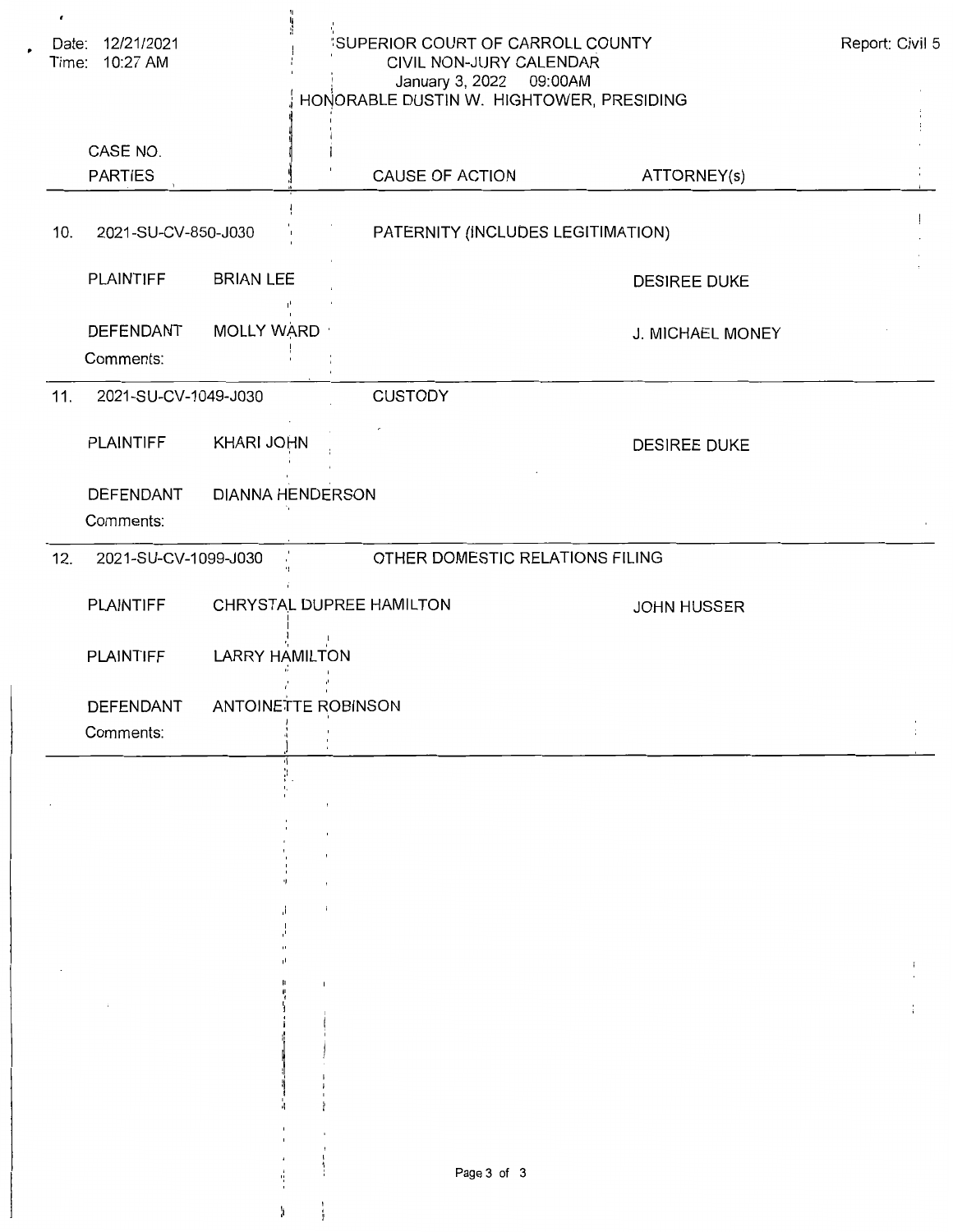Date: 12/21/2021
Time: 10:27 AM

SUPERIOR COURT OF CARROLL COUNTY
CIVIL NON-JURY CALENDAR
January 3, 2022 09:00AM
HONORABLE DUSTIN W. HIGHTOWER, PRESIDING

Report: Civil 5

| CASE NO. / PARTIES | | CAUSE OF ACTION | ATTORNEY(s) |
|---|---|---|---|
| 10. 2021-SU-CV-850-J030 | | PATERNITY (INCLUDES LEGITIMATION) | |
| PLAINTIFF | BRIAN LEE | | DESIREE DUKE |
| DEFENDANT | MOLLY WARD | | J. MICHAEL MONEY |
| Comments: | | | |
| 11. 2021-SU-CV-1049-J030 | | CUSTODY | |
| PLAINTIFF | KHARI JOHN | | DESIREE DUKE |
| DEFENDANT | DIANNA HENDERSON | | |
| Comments: | | | |
| 12. 2021-SU-CV-1099-J030 | | OTHER DOMESTIC RELATIONS FILING | |
| PLAINTIFF | CHRYSTAL DUPREE HAMILTON | | JOHN HUSSER |
| PLAINTIFF | LARRY HAMILTON | | |
| DEFENDANT | ANTOINETTE ROBINSON | | |
| Comments: | | | |